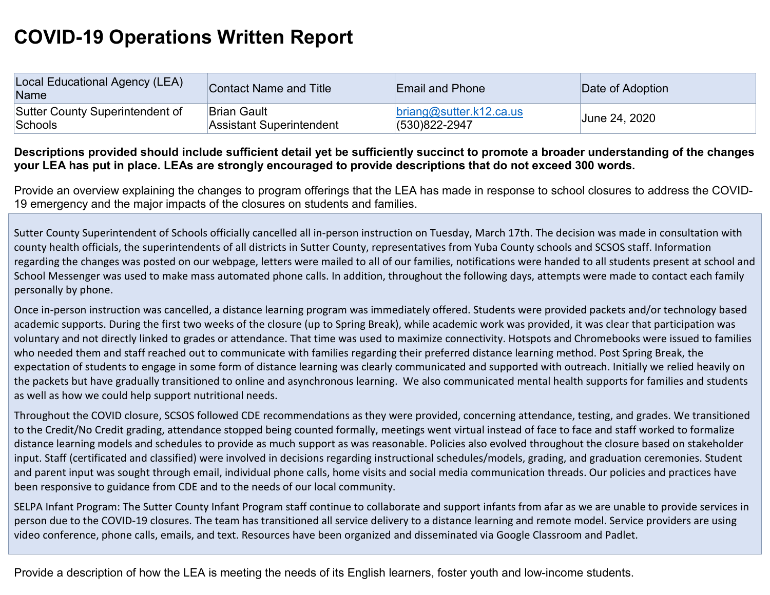# COVID-19 Operations Written Report

| Local Educational Agency (LEA) Name | Contact Name and Title | Email and Phone | Date of Adoption |
|---|---|---|---|
| Sutter County Superintendent of Schools | Brian Gault<br>Assistant Superintendent | briang@sutter.k12.ca.us<br>(530)822-2947 | June 24, 2020 |

**Descriptions provided should include sufficient detail yet be sufficiently succinct to promote a broader understanding of the changes your LEA has put in place. LEAs are strongly encouraged to provide descriptions that do not exceed 300 words.**

Provide an overview explaining the changes to program offerings that the LEA has made in response to school closures to address the COVID-19 emergency and the major impacts of the closures on students and families.

Sutter County Superintendent of Schools officially cancelled all in-person instruction on Tuesday, March 17th. The decision was made in consultation with county health officials, the superintendents of all districts in Sutter County, representatives from Yuba County schools and SCSOS staff. Information regarding the changes was posted on our webpage, letters were mailed to all of our families, notifications were handed to all students present at school and School Messenger was used to make mass automated phone calls. In addition, throughout the following days, attempts were made to contact each family personally by phone.

Once in-person instruction was cancelled, a distance learning program was immediately offered. Students were provided packets and/or technology based academic supports. During the first two weeks of the closure (up to Spring Break), while academic work was provided, it was clear that participation was voluntary and not directly linked to grades or attendance. That time was used to maximize connectivity. Hotspots and Chromebooks were issued to families who needed them and staff reached out to communicate with families regarding their preferred distance learning method. Post Spring Break, the expectation of students to engage in some form of distance learning was clearly communicated and supported with outreach. Initially we relied heavily on the packets but have gradually transitioned to online and asynchronous learning. We also communicated mental health supports for families and students as well as how we could help support nutritional needs.

Throughout the COVID closure, SCSOS followed CDE recommendations as they were provided, concerning attendance, testing, and grades. We transitioned to the Credit/No Credit grading, attendance stopped being counted formally, meetings went virtual instead of face to face and staff worked to formalize distance learning models and schedules to provide as much support as was reasonable. Policies also evolved throughout the closure based on stakeholder input. Staff (certificated and classified) were involved in decisions regarding instructional schedules/models, grading, and graduation ceremonies. Student and parent input was sought through email, individual phone calls, home visits and social media communication threads. Our policies and practices have been responsive to guidance from CDE and to the needs of our local community.

SELPA Infant Program: The Sutter County Infant Program staff continue to collaborate and support infants from afar as we are unable to provide services in person due to the COVID-19 closures. The team has transitioned all service delivery to a distance learning and remote model. Service providers are using video conference, phone calls, emails, and text. Resources have been organized and disseminated via Google Classroom and Padlet.

Provide a description of how the LEA is meeting the needs of its English learners, foster youth and low-income students.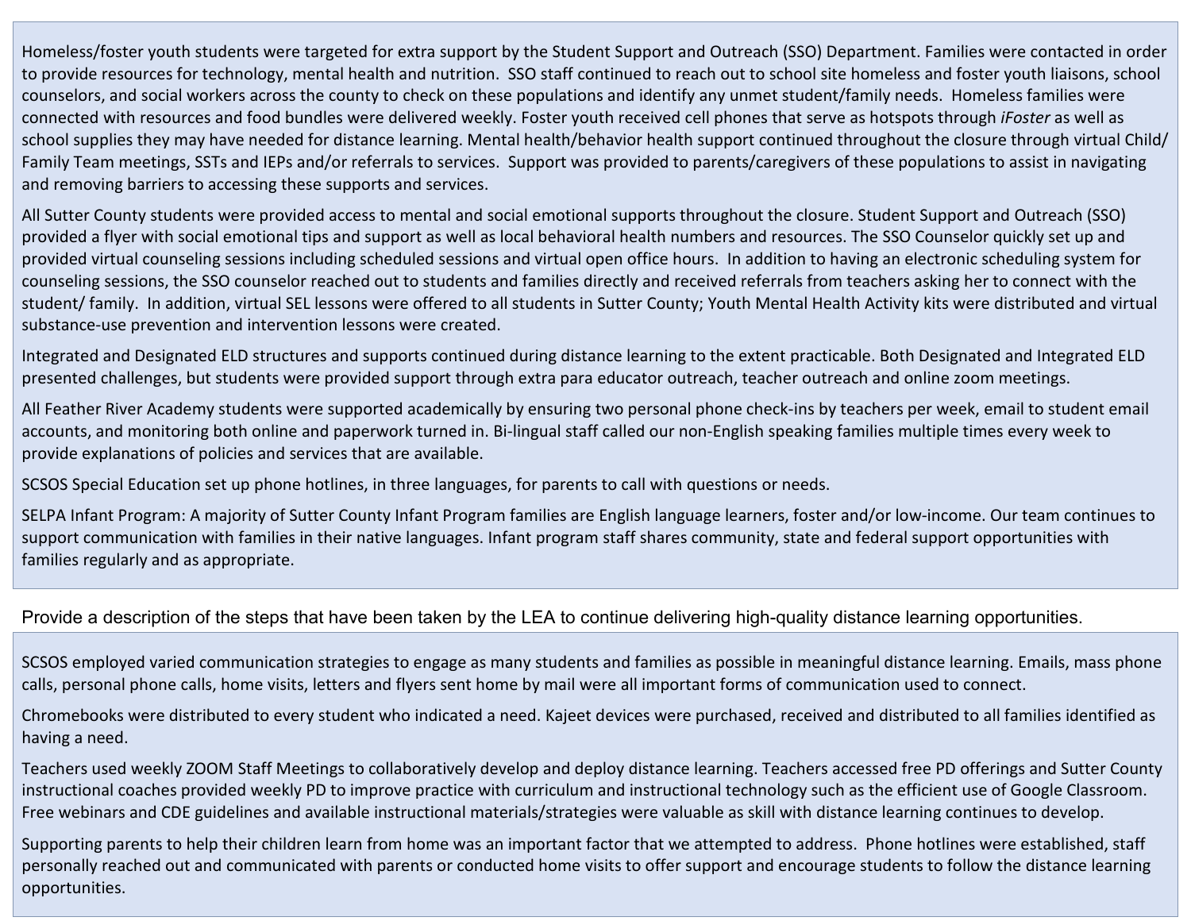Homeless/foster youth students were targeted for extra support by the Student Support and Outreach (SSO) Department. Families were contacted in order to provide resources for technology, mental health and nutrition. SSO staff continued to reach out to school site homeless and foster youth liaisons, school counselors, and social workers across the county to check on these populations and identify any unmet student/family needs. Homeless families were connected with resources and food bundles were delivered weekly. Foster youth received cell phones that serve as hotspots through *iFoster* as well as school supplies they may have needed for distance learning. Mental health/behavior health support continued throughout the closure through virtual Child/ Family Team meetings, SSTs and IEPs and/or referrals to services. Support was provided to parents/caregivers of these populations to assist in navigating and removing barriers to accessing these supports and services.

All Sutter County students were provided access to mental and social emotional supports throughout the closure. Student Support and Outreach (SSO) provided a flyer with social emotional tips and support as well as local behavioral health numbers and resources. The SSO Counselor quickly set up and provided virtual counseling sessions including scheduled sessions and virtual open office hours. In addition to having an electronic scheduling system for counseling sessions, the SSO counselor reached out to students and families directly and received referrals from teachers asking her to connect with the student/ family. In addition, virtual SEL lessons were offered to all students in Sutter County; Youth Mental Health Activity kits were distributed and virtual substance-use prevention and intervention lessons were created.

Integrated and Designated ELD structures and supports continued during distance learning to the extent practicable. Both Designated and Integrated ELD presented challenges, but students were provided support through extra para educator outreach, teacher outreach and online zoom meetings.

All Feather River Academy students were supported academically by ensuring two personal phone check-ins by teachers per week, email to student email accounts, and monitoring both online and paperwork turned in. Bi-lingual staff called our non-English speaking families multiple times every week to provide explanations of policies and services that are available.

SCSOS Special Education set up phone hotlines, in three languages, for parents to call with questions or needs.

SELPA Infant Program: A majority of Sutter County Infant Program families are English language learners, foster and/or low-income. Our team continues to support communication with families in their native languages. Infant program staff shares community, state and federal support opportunities with families regularly and as appropriate.

Provide a description of the steps that have been taken by the LEA to continue delivering high-quality distance learning opportunities.

SCSOS employed varied communication strategies to engage as many students and families as possible in meaningful distance learning. Emails, mass phone calls, personal phone calls, home visits, letters and flyers sent home by mail were all important forms of communication used to connect.

Chromebooks were distributed to every student who indicated a need. Kajeet devices were purchased, received and distributed to all families identified as having a need.

Teachers used weekly ZOOM Staff Meetings to collaboratively develop and deploy distance learning. Teachers accessed free PD offerings and Sutter County instructional coaches provided weekly PD to improve practice with curriculum and instructional technology such as the efficient use of Google Classroom. Free webinars and CDE guidelines and available instructional materials/strategies were valuable as skill with distance learning continues to develop.

Supporting parents to help their children learn from home was an important factor that we attempted to address. Phone hotlines were established, staff personally reached out and communicated with parents or conducted home visits to offer support and encourage students to follow the distance learning opportunities.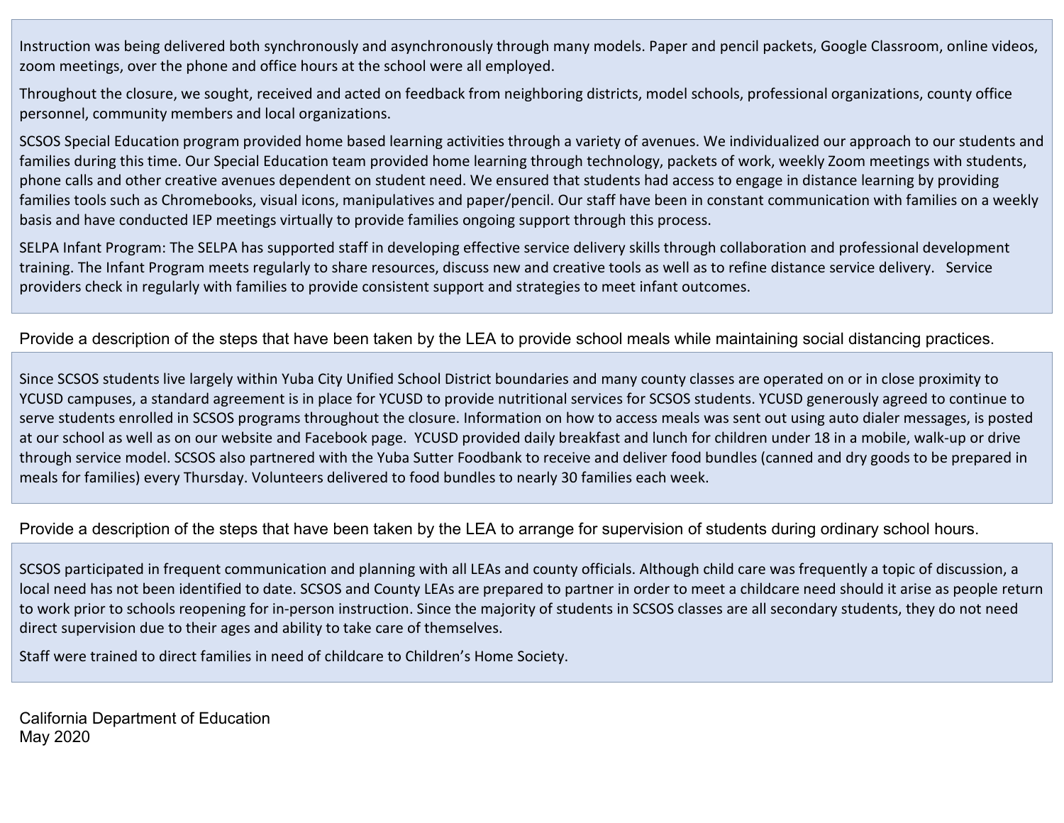Instruction was being delivered both synchronously and asynchronously through many models. Paper and pencil packets, Google Classroom, online videos, zoom meetings, over the phone and office hours at the school were all employed.

Throughout the closure, we sought, received and acted on feedback from neighboring districts, model schools, professional organizations, county office personnel, community members and local organizations.

SCSOS Special Education program provided home based learning activities through a variety of avenues. We individualized our approach to our students and families during this time. Our Special Education team provided home learning through technology, packets of work, weekly Zoom meetings with students, phone calls and other creative avenues dependent on student need. We ensured that students had access to engage in distance learning by providing families tools such as Chromebooks, visual icons, manipulatives and paper/pencil. Our staff have been in constant communication with families on a weekly basis and have conducted IEP meetings virtually to provide families ongoing support through this process.

SELPA Infant Program: The SELPA has supported staff in developing effective service delivery skills through collaboration and professional development training. The Infant Program meets regularly to share resources, discuss new and creative tools as well as to refine distance service delivery. Service providers check in regularly with families to provide consistent support and strategies to meet infant outcomes.

Provide a description of the steps that have been taken by the LEA to provide school meals while maintaining social distancing practices.

Since SCSOS students live largely within Yuba City Unified School District boundaries and many county classes are operated on or in close proximity to YCUSD campuses, a standard agreement is in place for YCUSD to provide nutritional services for SCSOS students. YCUSD generously agreed to continue to serve students enrolled in SCSOS programs throughout the closure. Information on how to access meals was sent out using auto dialer messages, is posted at our school as well as on our website and Facebook page. YCUSD provided daily breakfast and lunch for children under 18 in a mobile, walk-up or drive through service model. SCSOS also partnered with the Yuba Sutter Foodbank to receive and deliver food bundles (canned and dry goods to be prepared in meals for families) every Thursday. Volunteers delivered to food bundles to nearly 30 families each week.

Provide a description of the steps that have been taken by the LEA to arrange for supervision of students during ordinary school hours.

SCSOS participated in frequent communication and planning with all LEAs and county officials. Although child care was frequently a topic of discussion, a local need has not been identified to date. SCSOS and County LEAs are prepared to partner in order to meet a childcare need should it arise as people return to work prior to schools reopening for in-person instruction. Since the majority of students in SCSOS classes are all secondary students, they do not need direct supervision due to their ages and ability to take care of themselves.

Staff were trained to direct families in need of childcare to Children's Home Society.